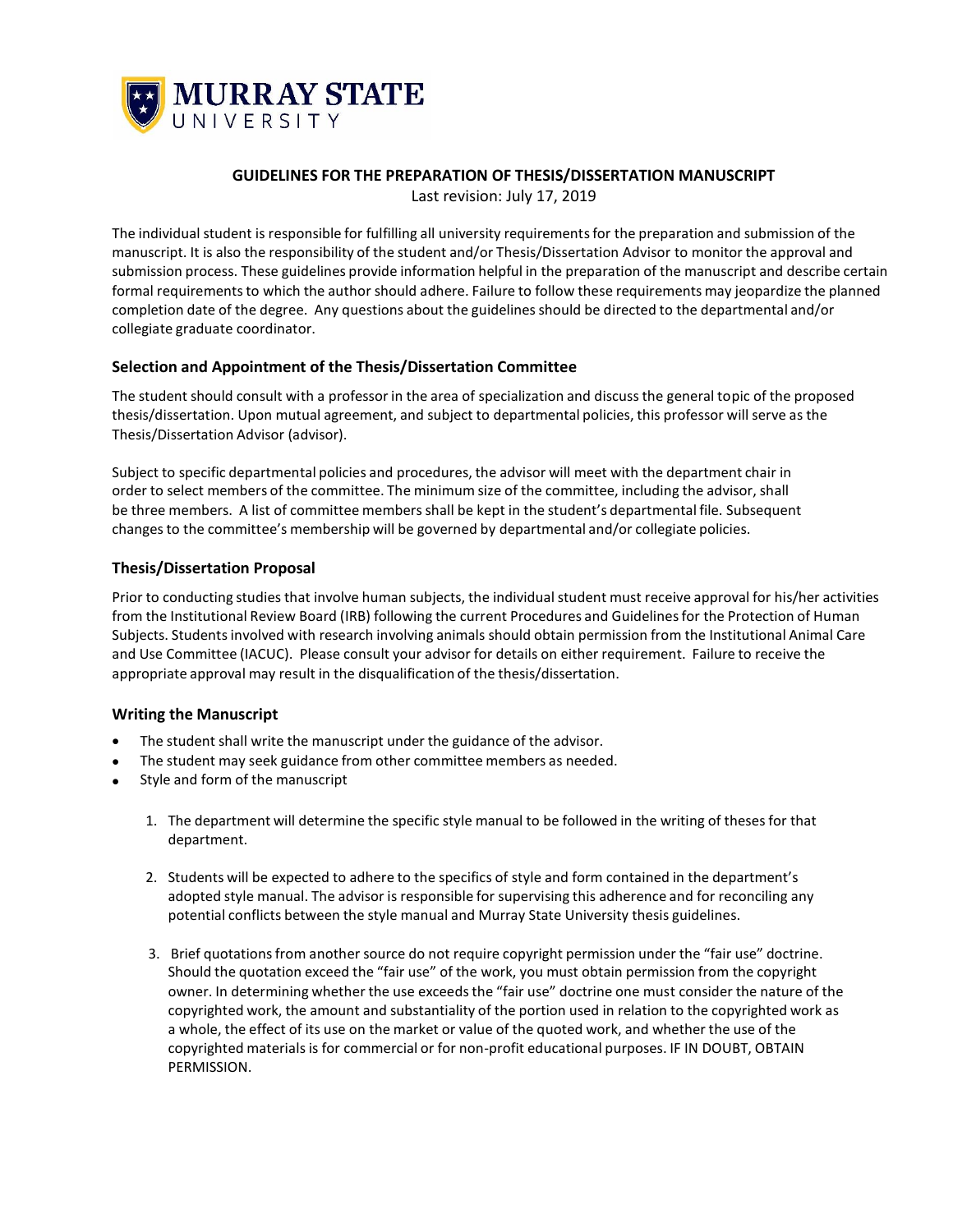MURRAY STATE UNIVERSITY

# GUIDELINES FOR THE PREPARATION OF THESIS/DISSERTATION MANUSCRIPT

Last revision: July 17, 2019

The individual student is responsible for fulfilling all university requirements for the preparation and submission of the manuscript. It is also the responsibility of the student and/or Thesis/Dissertation Advisor to monitor the approval and submission process. These guidelines provide information helpful in the preparation of the manuscript and describe certain formal requirements to which the author should adhere. Failure to follow these requirements may jeopardize the planned completion date of the degree. Any questions about the guidelines should be directed to the departmental and/or collegiate graduate coordinator.

## Selection and Appointment of the Thesis/Dissertation Committee

The student should consult with a professor in the area of specialization and discuss the general topic of the proposed thesis/dissertation. Upon mutual agreement, and subject to departmental policies, this professor will serve as the Thesis/Dissertation Advisor (advisor).

Subject to specific departmental policies and procedures, the advisor will meet with the department chair in order to select members of the committee. The minimum size of the committee, including the advisor, shall be three members. A list of committee members shall be kept in the student's departmental file. Subsequent changes to the committee's membership will be governed by departmental and/or collegiate policies.

## Thesis/Dissertation Proposal

Prior to conducting studies that involve human subjects, the individual student must receive approval for his/her activities from the Institutional Review Board (IRB) following the current Procedures and Guidelines for the Protection of Human Subjects. Students involved with research involving animals should obtain permission from the Institutional Animal Care and Use Committee (IACUC). Please consult your advisor for details on either requirement. Failure to receive the appropriate approval may result in the disqualification of the thesis/dissertation.

## Writing the Manuscript

- The student shall write the manuscript under the guidance of the advisor.
- The student may seek guidance from other committee members as needed.
- Style and form of the manuscript

  1. The department will determine the specific style manual to be followed in the writing of theses for that department.

  2. Students will be expected to adhere to the specifics of style and form contained in the department's adopted style manual. The advisor is responsible for supervising this adherence and for reconciling any potential conflicts between the style manual and Murray State University thesis guidelines.

  3. Brief quotations from another source do not require copyright permission under the "fair use" doctrine. Should the quotation exceed the "fair use" of the work, you must obtain permission from the copyright owner. In determining whether the use exceeds the "fair use" doctrine one must consider the nature of the copyrighted work, the amount and substantiality of the portion used in relation to the copyrighted work as a whole, the effect of its use on the market or value of the quoted work, and whether the use of the copyrighted materials is for commercial or for non-profit educational purposes. IF IN DOUBT, OBTAIN PERMISSION.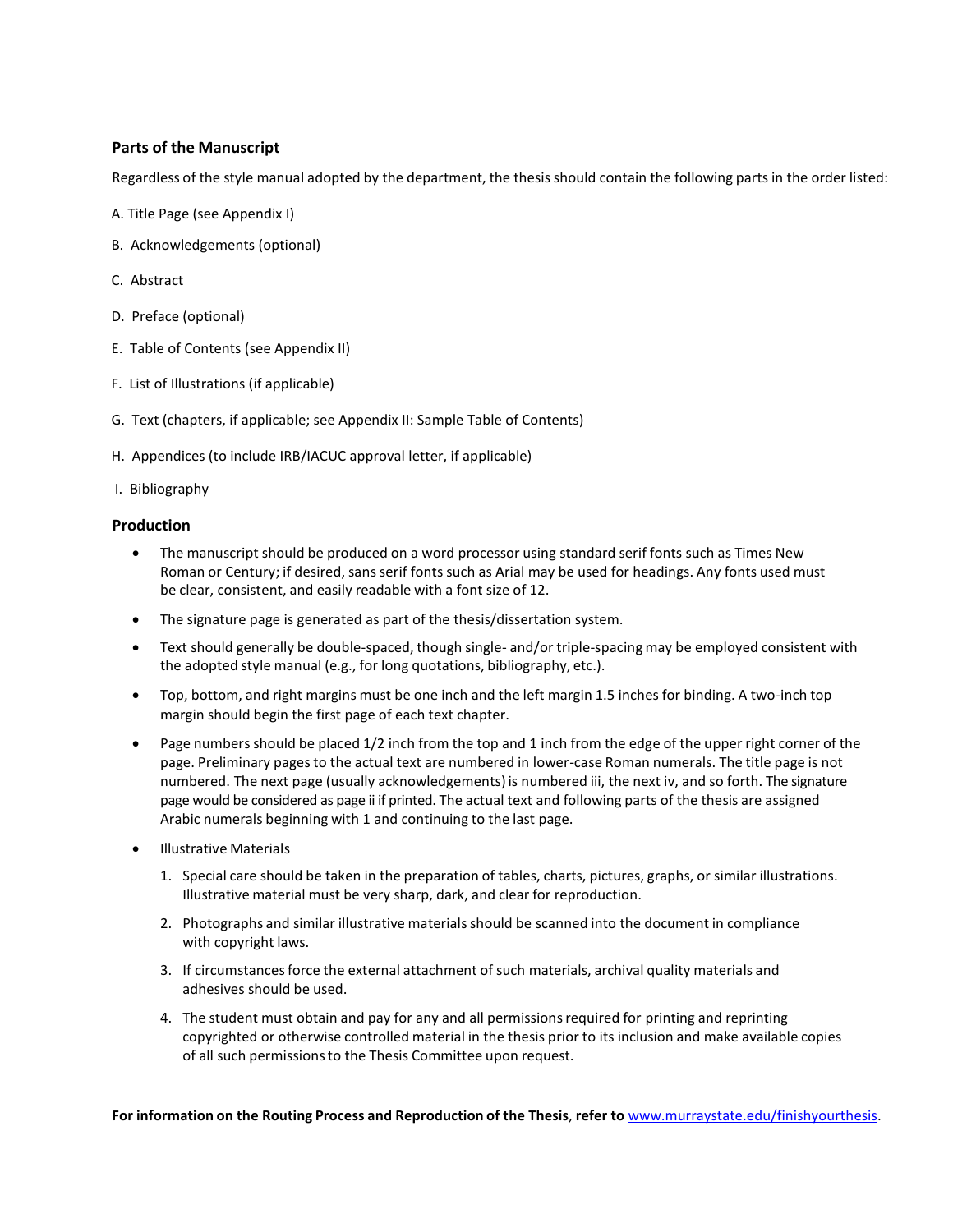## Parts of the Manuscript

Regardless of the style manual adopted by the department, the thesis should contain the following parts in the order listed:

A. Title Page (see Appendix I)

B. Acknowledgements (optional)

C. Abstract

D. Preface (optional)

E. Table of Contents (see Appendix II)

F. List of Illustrations (if applicable)

G. Text (chapters, if applicable; see Appendix II: Sample Table of Contents)

H. Appendices (to include IRB/IACUC approval letter, if applicable)

I. Bibliography

## Production

- The manuscript should be produced on a word processor using standard serif fonts such as Times New Roman or Century; if desired, sans serif fonts such as Arial may be used for headings. Any fonts used must be clear, consistent, and easily readable with a font size of 12.
- The signature page is generated as part of the thesis/dissertation system.
- Text should generally be double-spaced, though single- and/or triple-spacing may be employed consistent with the adopted style manual (e.g., for long quotations, bibliography, etc.).
- Top, bottom, and right margins must be one inch and the left margin 1.5 inches for binding. A two-inch top margin should begin the first page of each text chapter.
- Page numbers should be placed 1/2 inch from the top and 1 inch from the edge of the upper right corner of the page. Preliminary pages to the actual text are numbered in lower-case Roman numerals. The title page is not numbered. The next page (usually acknowledgements) is numbered iii, the next iv, and so forth. The signature page would be considered as page ii if printed. The actual text and following parts of the thesis are assigned Arabic numerals beginning with 1 and continuing to the last page.
- Illustrative Materials
  1. Special care should be taken in the preparation of tables, charts, pictures, graphs, or similar illustrations. Illustrative material must be very sharp, dark, and clear for reproduction.
  2. Photographs and similar illustrative materials should be scanned into the document in compliance with copyright laws.
  3. If circumstances force the external attachment of such materials, archival quality materials and adhesives should be used.
  4. The student must obtain and pay for any and all permissions required for printing and reprinting copyrighted or otherwise controlled material in the thesis prior to its inclusion and make available copies of all such permissions to the Thesis Committee upon request.

**For information on the Routing Process and Reproduction of the Thesis, refer to** [www.murraystate.edu/finishyourthesis](http://www.murraystate.edu/finishyourthesis).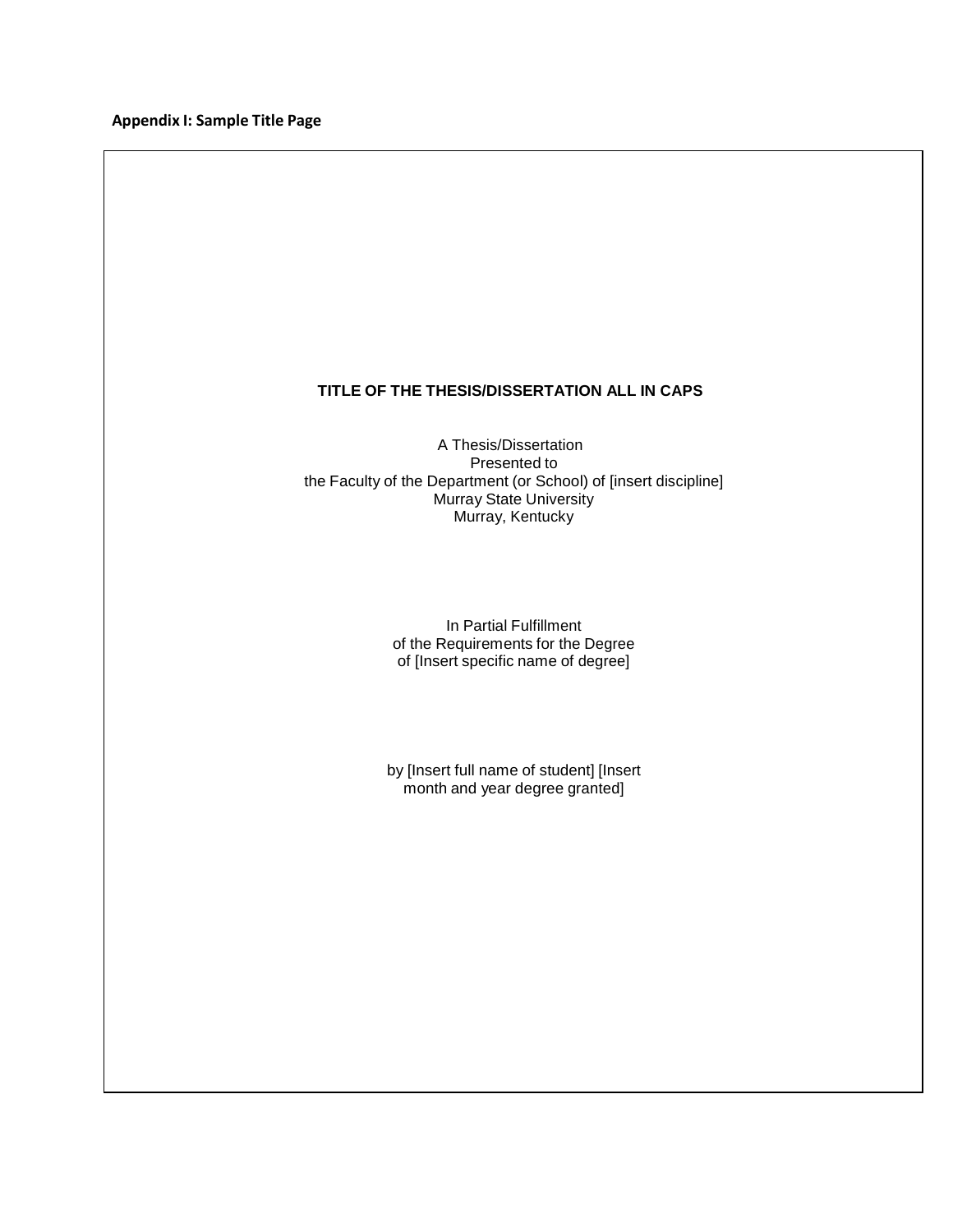**Appendix I: Sample Title Page**

**TITLE OF THE THESIS/DISSERTATION ALL IN CAPS**

A Thesis/Dissertation
Presented to
the Faculty of the Department (or School) of [insert discipline]
Murray State University
Murray, Kentucky

In Partial Fulfillment
of the Requirements for the Degree
of [Insert specific name of degree]

by [Insert full name of student] [Insert
month and year degree granted]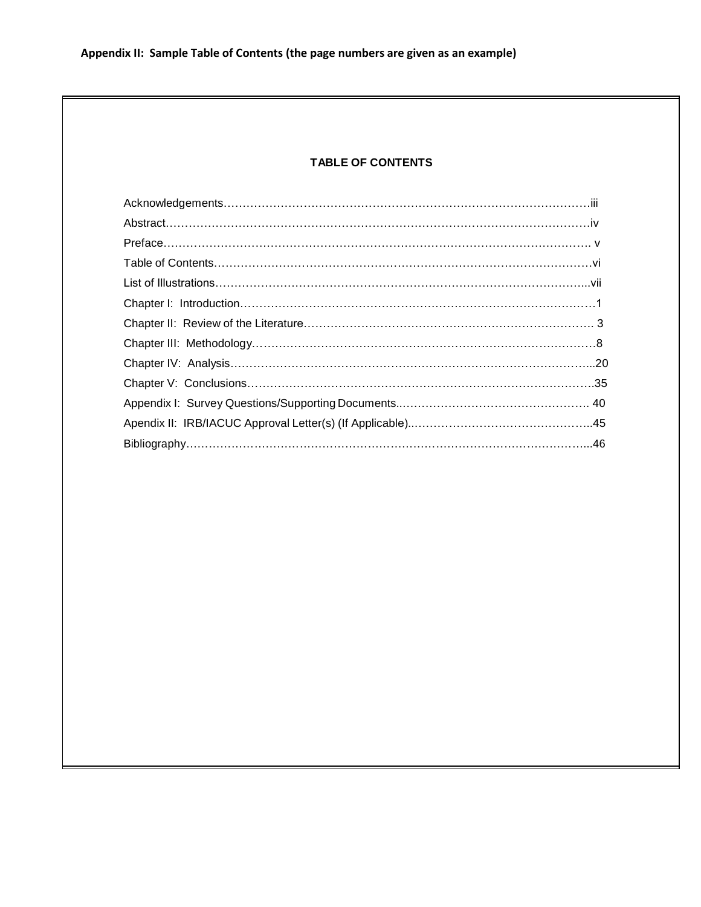**Appendix II: Sample Table of Contents (the page numbers are given as an example)**

**TABLE OF CONTENTS**

Acknowledgements………………………………………………………………………………….iii
Abstract…………………………………………………………………………………………….iv
Preface……………………………………………………………………………………………. v
Table of Contents…………………………………………………………………………………vi
List of Illustrations………………………………………………………………………………...vii
Chapter I: Introduction…………………………………………………………………………….1
Chapter II: Review of the Literature………………………………………………………………. 3
Chapter III: Methodology…………………………………………………………………………8
Chapter IV: Analysis……………………………………………………………………………...20
Chapter V: Conclusions…………………………………………………………………………….35
Appendix I: Survey Questions/Supporting Documents..……………………………………………. 40
Apendix II: IRB/IACUC Approval Letter(s) (If Applicable)...……………………………………..45
Bibliography……………………………………………………………………………………....46